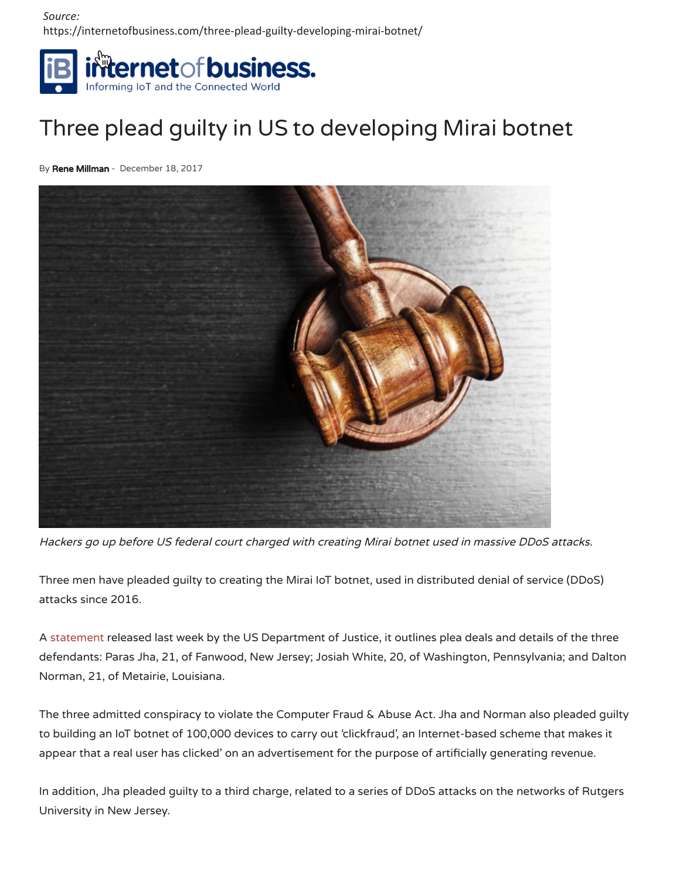*Source:*
https://internetofbusiness.com/three-plead-guilty-developing-mirai-botnet/

internetofbusiness.
Informing IoT and the Connected World

# Three plead guilty in US to developing Mirai botnet

By **Rene Millman** - December 18, 2017

*Hackers go up before US federal court charged with creating Mirai botnet used in massive DDoS attacks.*

Three men have pleaded guilty to creating the Mirai IoT botnet, used in distributed denial of service (DDoS) attacks since 2016.

A statement released last week by the US Department of Justice, it outlines plea deals and details of the three defendants: Paras Jha, 21, of Fanwood, New Jersey; Josiah White, 20, of Washington, Pennsylvania; and Dalton Norman, 21, of Metairie, Louisiana.

The three admitted conspiracy to violate the Computer Fraud & Abuse Act. Jha and Norman also pleaded guilty to building an IoT botnet of 100,000 devices to carry out 'clickfraud', an Internet-based scheme that makes it appear that a real user has clicked' on an advertisement for the purpose of artificially generating revenue.

In addition, Jha pleaded guilty to a third charge, related to a series of DDoS attacks on the networks of Rutgers University in New Jersey.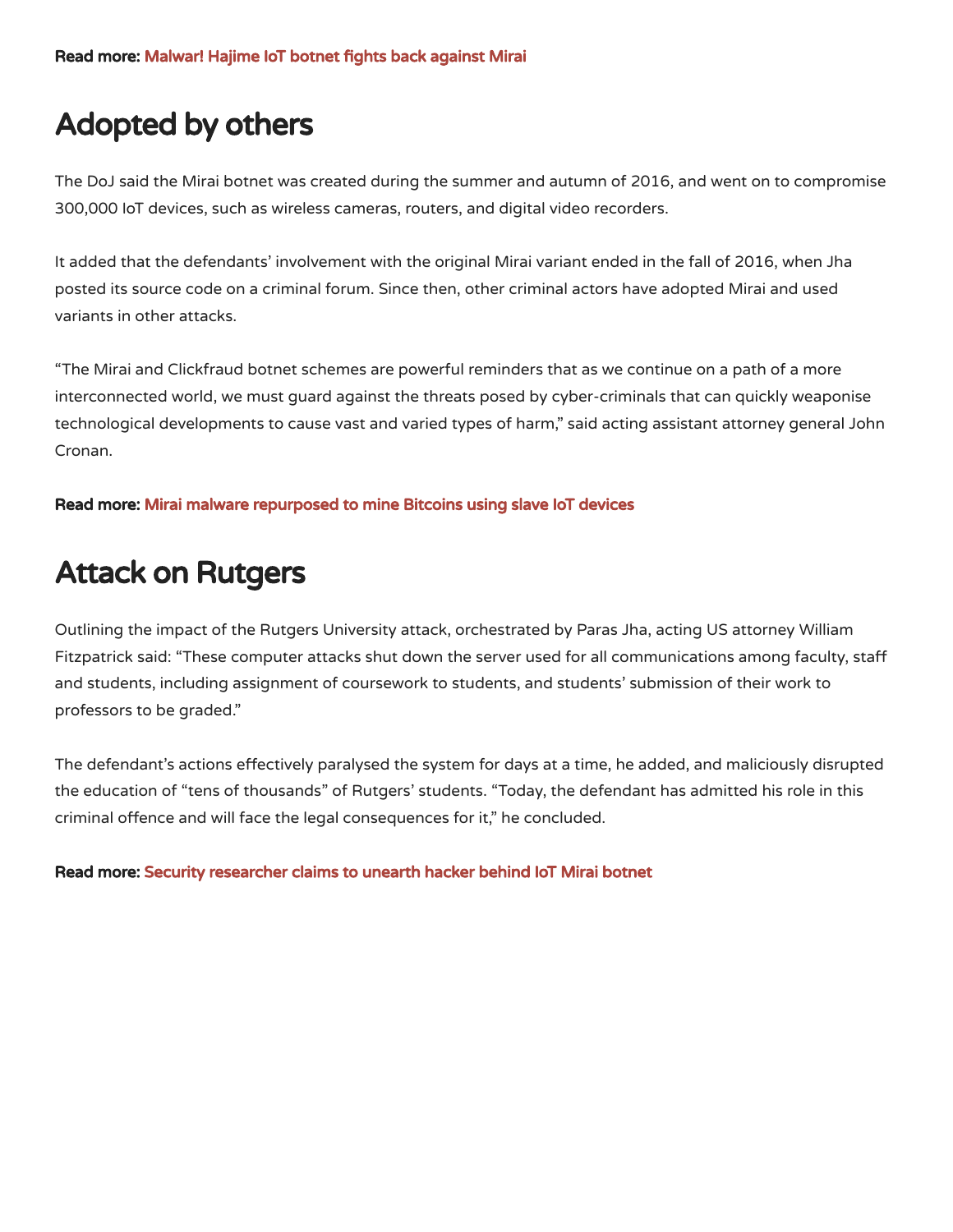**Read more:** Malwar! Hajime IoT botnet fights back against Mirai

## Adopted by others

The DoJ said the Mirai botnet was created during the summer and autumn of 2016, and went on to compromise 300,000 IoT devices, such as wireless cameras, routers, and digital video recorders.

It added that the defendants' involvement with the original Mirai variant ended in the fall of 2016, when Jha posted its source code on a criminal forum. Since then, other criminal actors have adopted Mirai and used variants in other attacks.

"The Mirai and Clickfraud botnet schemes are powerful reminders that as we continue on a path of a more interconnected world, we must guard against the threats posed by cyber-criminals that can quickly weaponise technological developments to cause vast and varied types of harm," said acting assistant attorney general John Cronan.

**Read more:** Mirai malware repurposed to mine Bitcoins using slave IoT devices

## Attack on Rutgers

Outlining the impact of the Rutgers University attack, orchestrated by Paras Jha, acting US attorney William Fitzpatrick said: "These computer attacks shut down the server used for all communications among faculty, staff and students, including assignment of coursework to students, and students' submission of their work to professors to be graded."

The defendant's actions effectively paralysed the system for days at a time, he added, and maliciously disrupted the education of "tens of thousands" of Rutgers' students. "Today, the defendant has admitted his role in this criminal offence and will face the legal consequences for it," he concluded.

**Read more:** Security researcher claims to unearth hacker behind IoT Mirai botnet